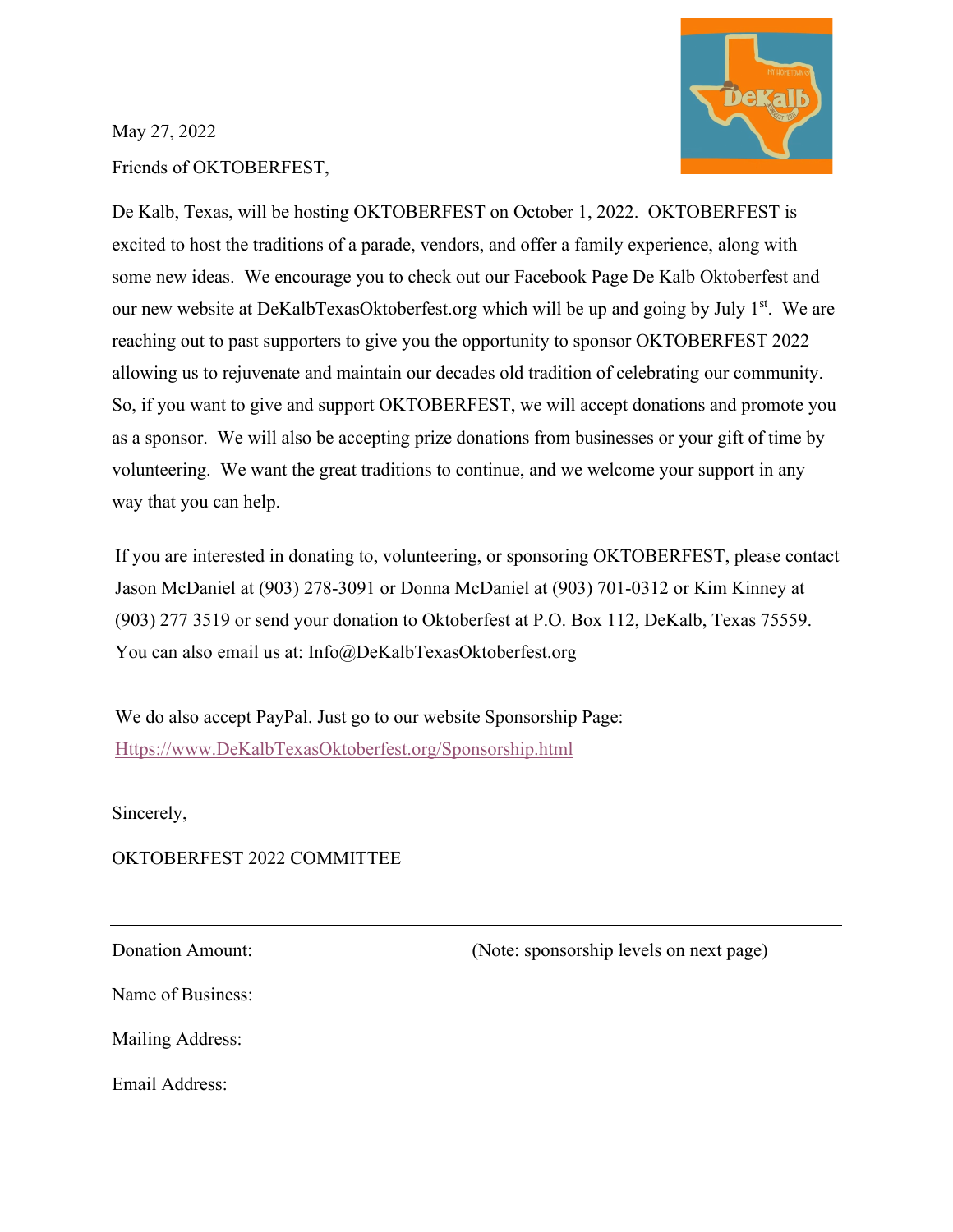May 27, 2022

Friends of OKTOBERFEST,

De Kalb, Texas, will be hosting OKTOBERFEST on October 1, 2022. OKTOBERFEST is excited to host the traditions of a parade, vendors, and offer a family experience, along with some new ideas. We encourage you to check out our Facebook Page De Kalb Oktoberfest and our new website at DeKalbTexasOktoberfest.org which will be up and going by July 1st. We are reaching out to past supporters to give you the opportunity to sponsor OKTOBERFEST 2022 allowing us to rejuvenate and maintain our decades old tradition of celebrating our community. So, if you want to give and support OKTOBERFEST, we will accept donations and promote you as a sponsor. We will also be accepting prize donations from businesses or your gift of time by volunteering. We want the great traditions to continue, and we welcome your support in any way that you can help.

If you are interested in donating to, volunteering, or sponsoring OKTOBERFEST, please contact Jason McDaniel at (903) 278-3091 or Donna McDaniel at (903) 701-0312 or Kim Kinney at (903) 277 3519 or send your donation to Oktoberfest at P.O. Box 112, DeKalb, Texas 75559. You can also email us at: Info@DeKalbTexasOktoberfest.org

We do also accept PayPal. Just go to our website Sponsorship Page: [Https://www.DeKalbTexasOktoberfest.org/Sponsorship.html](Https://www.DeKalbTexasOktoberfest.org/Sponsorship.html)

Sincerely,

OKTOBERFEST 2022 COMMITTEE

---

Donation Amount: (Note: sponsorship levels on next page)

Name of Business:

Mailing Address:

Email Address: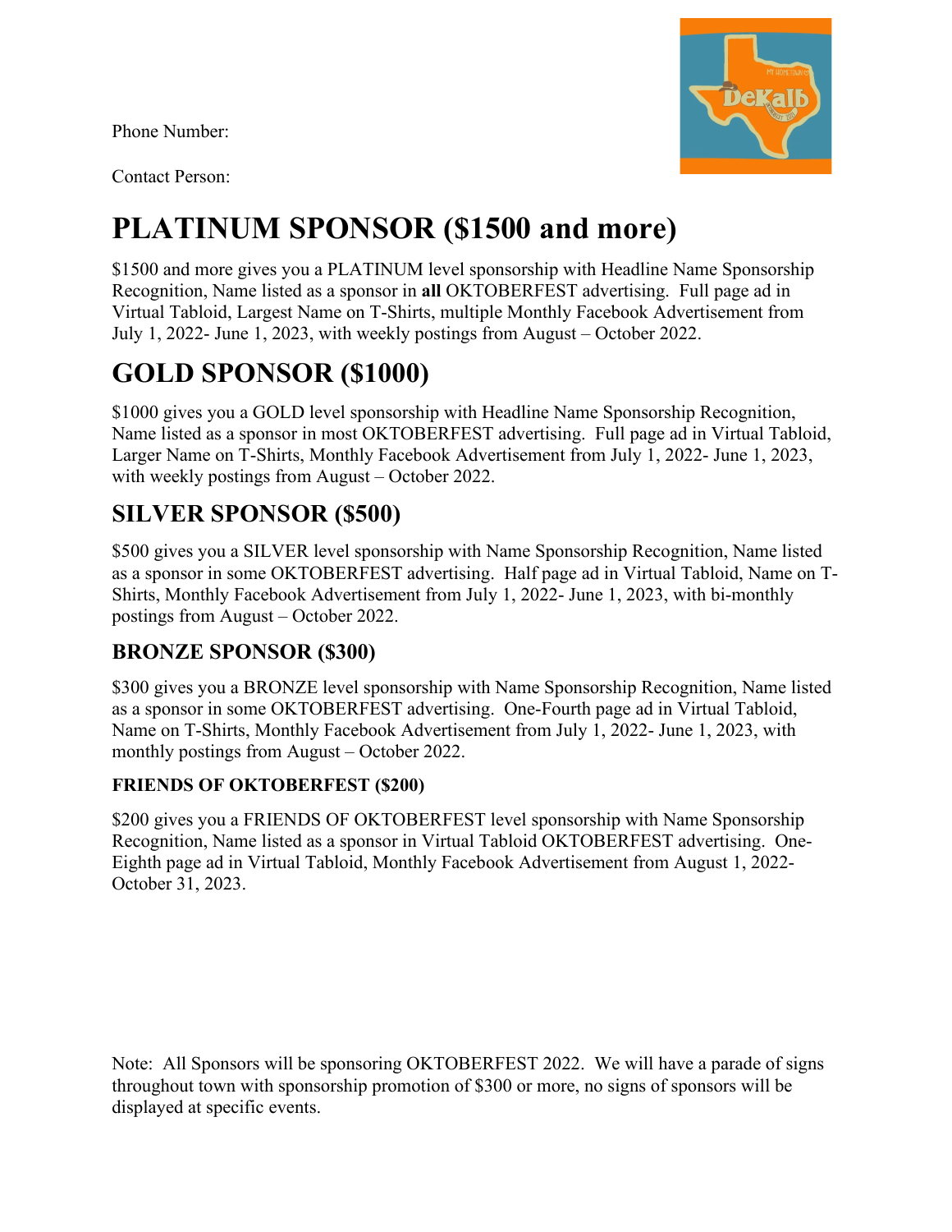Phone Number:

Contact Person:

# PLATINUM SPONSOR ($1500 and more)

$1500 and more gives you a PLATINUM level sponsorship with Headline Name Sponsorship Recognition, Name listed as a sponsor in **all** OKTOBERFEST advertising. Full page ad in Virtual Tabloid, Largest Name on T-Shirts, multiple Monthly Facebook Advertisement from July 1, 2022- June 1, 2023, with weekly postings from August – October 2022.

# GOLD SPONSOR ($1000)

$1000 gives you a GOLD level sponsorship with Headline Name Sponsorship Recognition, Name listed as a sponsor in most OKTOBERFEST advertising. Full page ad in Virtual Tabloid, Larger Name on T-Shirts, Monthly Facebook Advertisement from July 1, 2022- June 1, 2023, with weekly postings from August – October 2022.

## SILVER SPONSOR ($500)

$500 gives you a SILVER level sponsorship with Name Sponsorship Recognition, Name listed as a sponsor in some OKTOBERFEST advertising. Half page ad in Virtual Tabloid, Name on T-Shirts, Monthly Facebook Advertisement from July 1, 2022- June 1, 2023, with bi-monthly postings from August – October 2022.

### BRONZE SPONSOR ($300)

$300 gives you a BRONZE level sponsorship with Name Sponsorship Recognition, Name listed as a sponsor in some OKTOBERFEST advertising. One-Fourth page ad in Virtual Tabloid, Name on T-Shirts, Monthly Facebook Advertisement from July 1, 2022- June 1, 2023, with monthly postings from August – October 2022.

#### FRIENDS OF OKTOBERFEST ($200)

$200 gives you a FRIENDS OF OKTOBERFEST level sponsorship with Name Sponsorship Recognition, Name listed as a sponsor in Virtual Tabloid OKTOBERFEST advertising. One-Eighth page ad in Virtual Tabloid, Monthly Facebook Advertisement from August 1, 2022- October 31, 2023.

Note: All Sponsors will be sponsoring OKTOBERFEST 2022. We will have a parade of signs throughout town with sponsorship promotion of $300 or more, no signs of sponsors will be displayed at specific events.